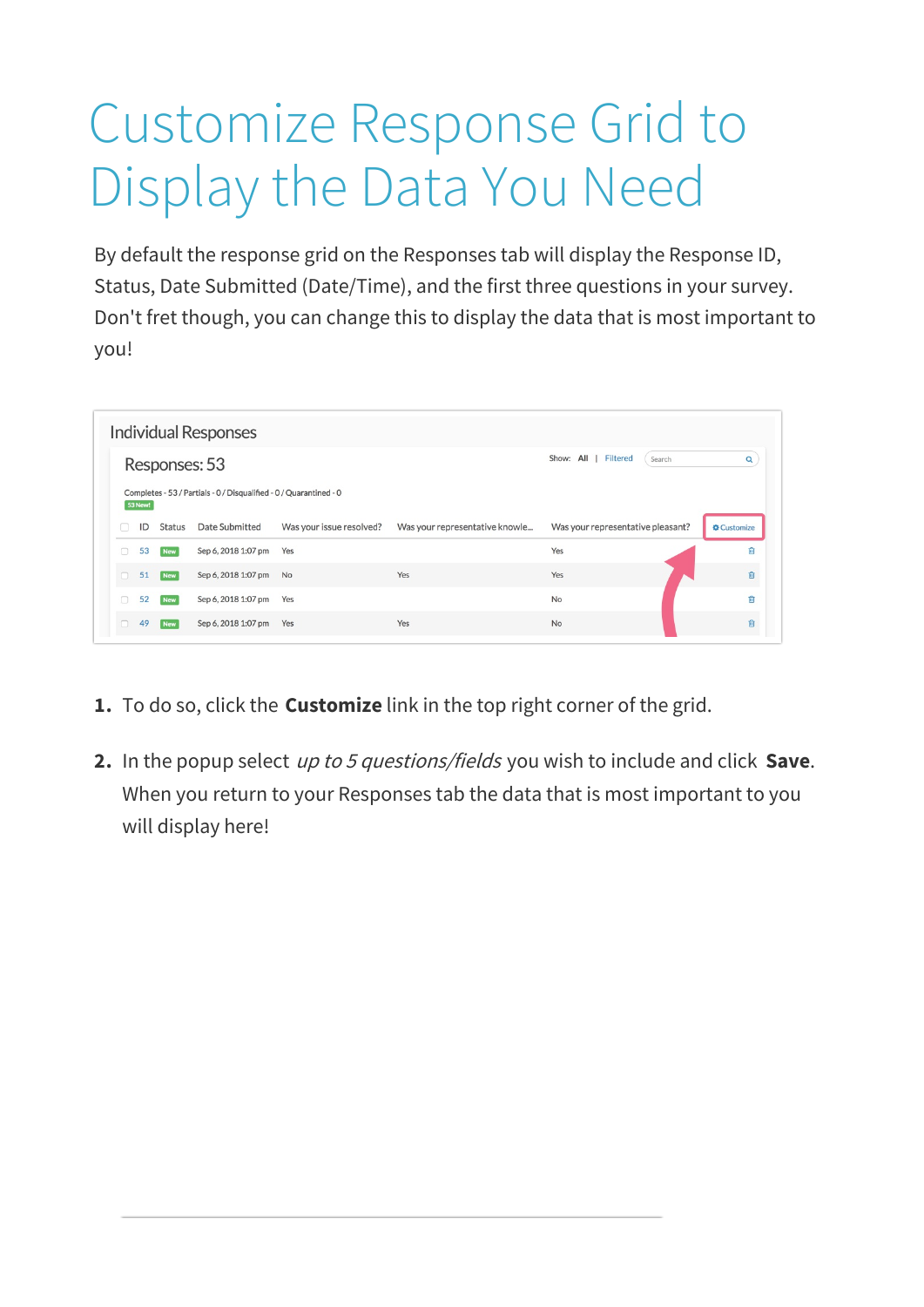# Customize Response Grid to Display the Data You Need

By default the response grid on the Responses tab will display the Response ID, Status, Date Submitted (Date/Time), and the first three questions in your survey. Don't fret though, you can change this to display the data that is most important to you!

1. To do so, click the **Customize** link in the top right corner of the grid.
2. In the popup select *up to 5 questions/fields* you wish to include and click **Save**. When you return to your Responses tab the data that is most important to you will display here!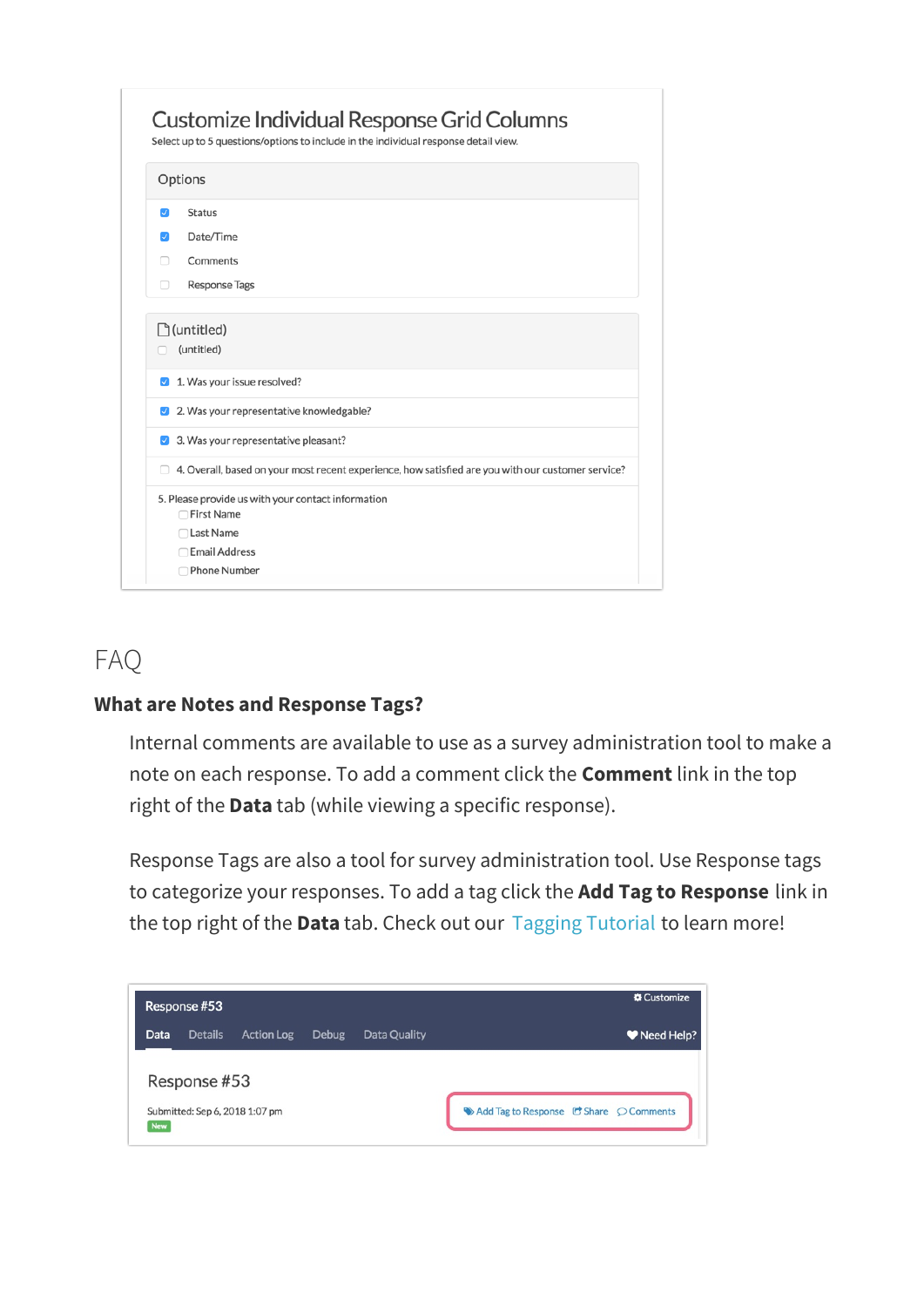## FAQ

### What are Notes and Response Tags?

Internal comments are available to use as a survey administration tool to make a note on each response. To add a comment click the **Comment** link in the top right of the **Data** tab (while viewing a specific response).

Response Tags are also a tool for survey administration tool. Use Response tags to categorize your responses. To add a tag click the **Add Tag to Response** link in the top right of the **Data** tab. Check out our Tagging Tutorial to learn more!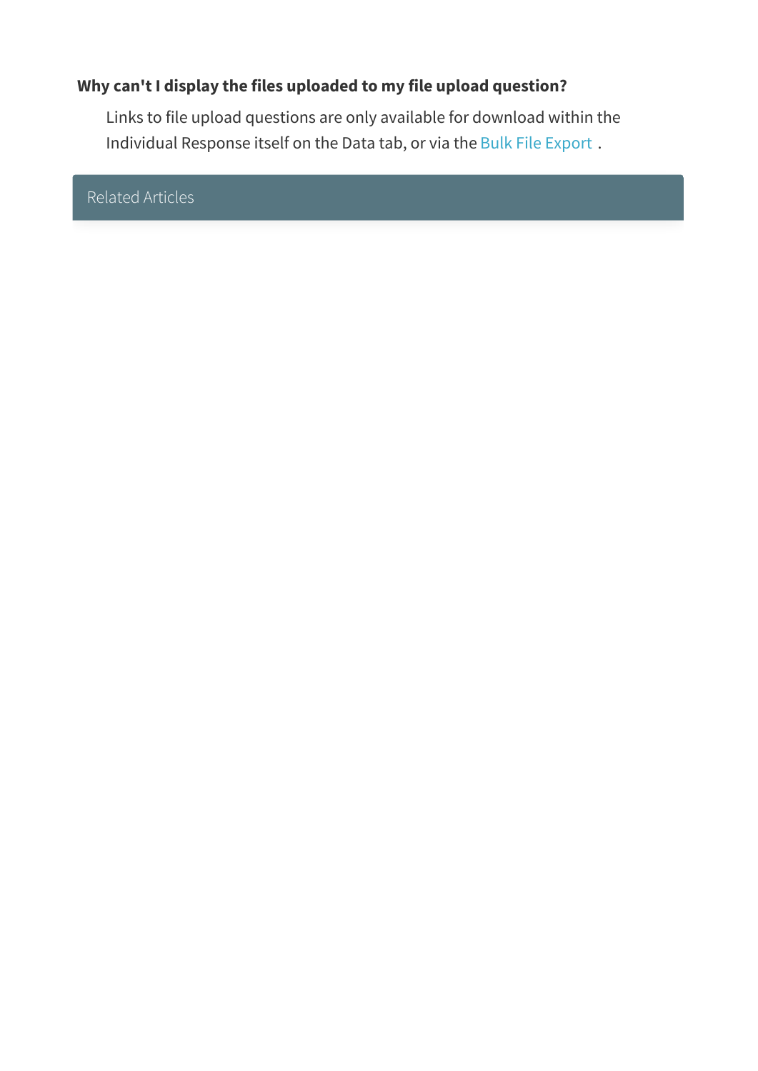**Why can't I display the files uploaded to my file upload question?**

Links to file upload questions are only available for download within the Individual Response itself on the Data tab, or via the Bulk File Export .

Related Articles